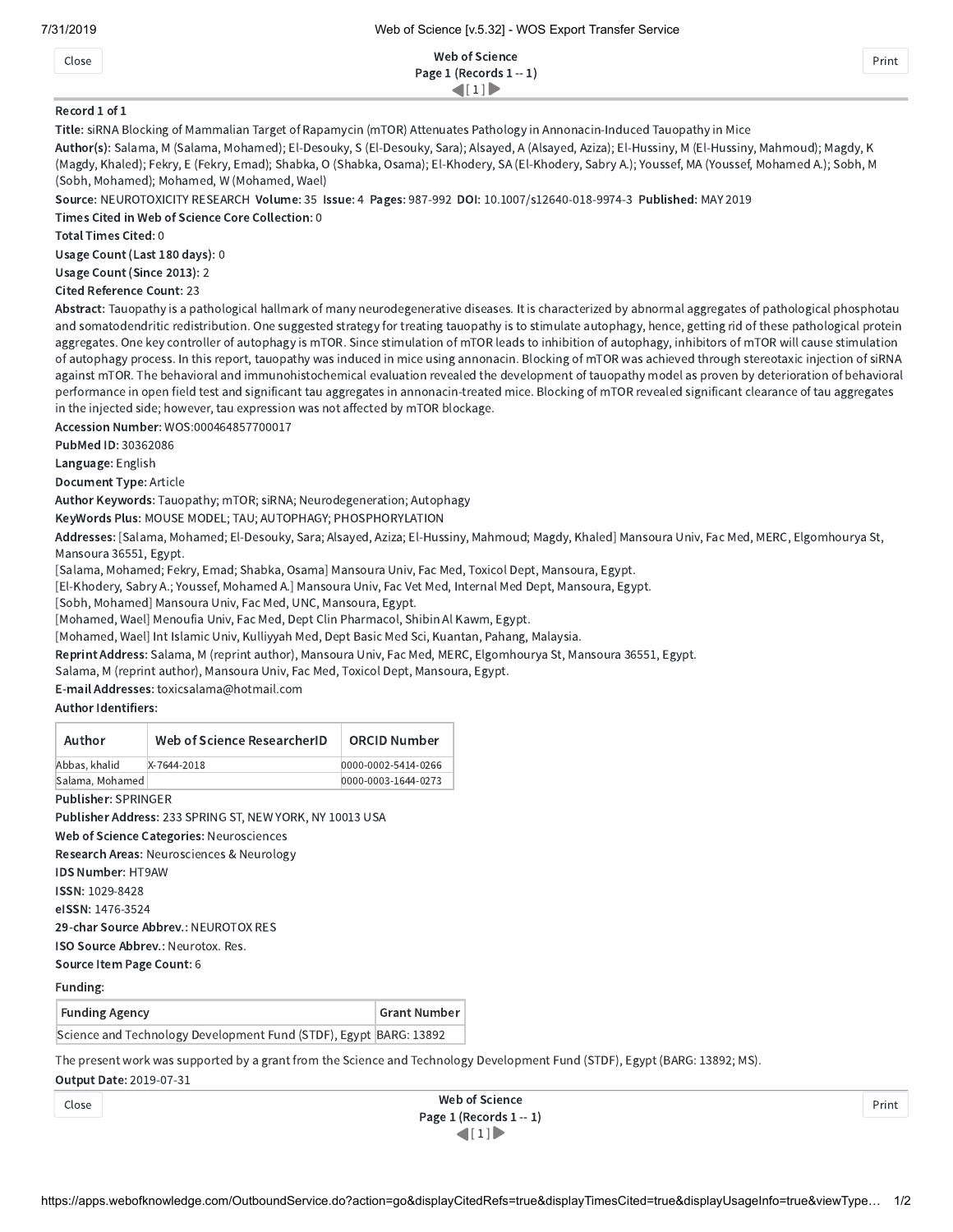Web of Science
Page 1 (Records 1 -- 1)

Record 1 of 1

**Title:** siRNA Blocking of Mammalian Target of Rapamycin (mTOR) Attenuates Pathology in Annonacin-Induced Tauopathy in Mice

**Author(s):** Salama, M (Salama, Mohamed); El-Desouky, S (El-Desouky, Sara); Alsayed, A (Alsayed, Aziza); El-Hussiny, M (El-Hussiny, Mahmoud); Magdy, K (Magdy, Khaled); Fekry, E (Fekry, Emad); Shabka, O (Shabka, Osama); El-Khodery, SA (El-Khodery, Sabry A.); Youssef, MA (Youssef, Mohamed A.); Sobh, M (Sobh, Mohamed); Mohamed, W (Mohamed, Wael)

**Source:** NEUROTOXICITY RESEARCH **Volume:** 35 **Issue:** 4 **Pages:** 987-992 **DOI:** 10.1007/s12640-018-9974-3 **Published:** MAY 2019

**Times Cited in Web of Science Core Collection:** 0

**Total Times Cited:** 0

**Usage Count (Last 180 days):** 0

**Usage Count (Since 2013):** 2

**Cited Reference Count:** 23

**Abstract:** Tauopathy is a pathological hallmark of many neurodegenerative diseases. It is characterized by abnormal aggregates of pathological phosphotau and somatodendritic redistribution. One suggested strategy for treating tauopathy is to stimulate autophagy, hence, getting rid of these pathological protein aggregates. One key controller of autophagy is mTOR. Since stimulation of mTOR leads to inhibition of autophagy, inhibitors of mTOR will cause stimulation of autophagy process. In this report, tauopathy was induced in mice using annonacin. Blocking of mTOR was achieved through stereotaxic injection of siRNA against mTOR. The behavioral and immunohistochemical evaluation revealed the development of tauopathy model as proven by deterioration of behavioral performance in open field test and significant tau aggregates in annonacin-treated mice. Blocking of mTOR revealed significant clearance of tau aggregates in the injected side; however, tau expression was not affected by mTOR blockage.

**Accession Number:** WOS:000464857700017

**PubMed ID:** 30362086

**Language:** English

**Document Type:** Article

**Author Keywords:** Tauopathy; mTOR; siRNA; Neurodegeneration; Autophagy

**KeyWords Plus:** MOUSE MODEL; TAU; AUTOPHAGY; PHOSPHORYLATION

**Addresses:** [Salama, Mohamed; El-Desouky, Sara; Alsayed, Aziza; El-Hussiny, Mahmoud; Magdy, Khaled] Mansoura Univ, Fac Med, MERC, Elgomhourya St, Mansoura 36551, Egypt.
[Salama, Mohamed; Fekry, Emad; Shabka, Osama] Mansoura Univ, Fac Med, Toxicol Dept, Mansoura, Egypt.
[El-Khodery, Sabry A.; Youssef, Mohamed A.] Mansoura Univ, Fac Vet Med, Internal Med Dept, Mansoura, Egypt.
[Sobh, Mohamed] Mansoura Univ, Fac Med, UNC, Mansoura, Egypt.
[Mohamed, Wael] Menoufia Univ, Fac Med, Dept Clin Pharmacol, Shibin Al Kawm, Egypt.
[Mohamed, Wael] Int Islamic Univ, Kulliyyah Med, Dept Basic Med Sci, Kuantan, Pahang, Malaysia.

**Reprint Address:** Salama, M (reprint author), Mansoura Univ, Fac Med, MERC, Elgomhourya St, Mansoura 36551, Egypt.
Salama, M (reprint author), Mansoura Univ, Fac Med, Toxicol Dept, Mansoura, Egypt.

**E-mail Addresses:** toxicsalama@hotmail.com

**Author Identifiers:**

| Author | Web of Science ResearcherID | ORCID Number |
|---|---|---|
| Abbas, khalid | X-7644-2018 | 0000-0002-5414-0266 |
| Salama, Mohamed | | 0000-0003-1644-0273 |

**Publisher:** SPRINGER

**Publisher Address:** 233 SPRING ST, NEW YORK, NY 10013 USA

**Web of Science Categories:** Neurosciences

**Research Areas:** Neurosciences & Neurology

**IDS Number:** HT9AW

**ISSN:** 1029-8428

**eISSN:** 1476-3524

**29-char Source Abbrev.:** NEUROTOX RES

**ISO Source Abbrev.:** Neurotox. Res.

**Source Item Page Count:** 6

**Funding:**

| Funding Agency | Grant Number |
|---|---|
| Science and Technology Development Fund (STDF), Egypt | BARG: 13892 |

The present work was supported by a grant from the Science and Technology Development Fund (STDF), Egypt (BARG: 13892; MS).

**Output Date:** 2019-07-31

Web of Science
Page 1 (Records 1 -- 1)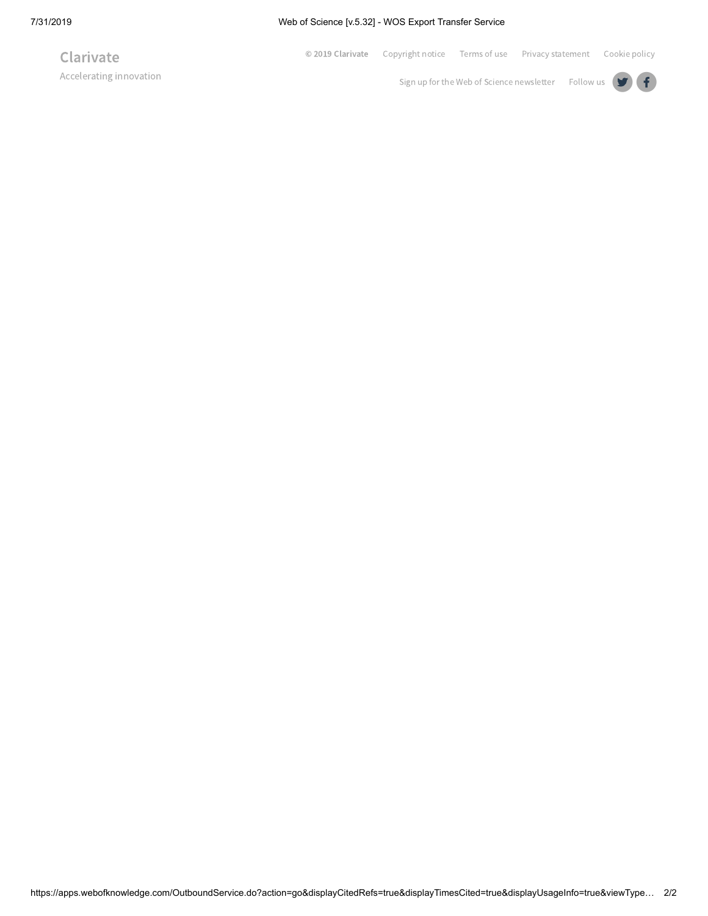Clarivate

Accelerating innovation

© 2019 Clarivate    Copyright notice    Terms of use    Privacy statement    Cookie policy

Sign up for the Web of Science newsletter    Follow us